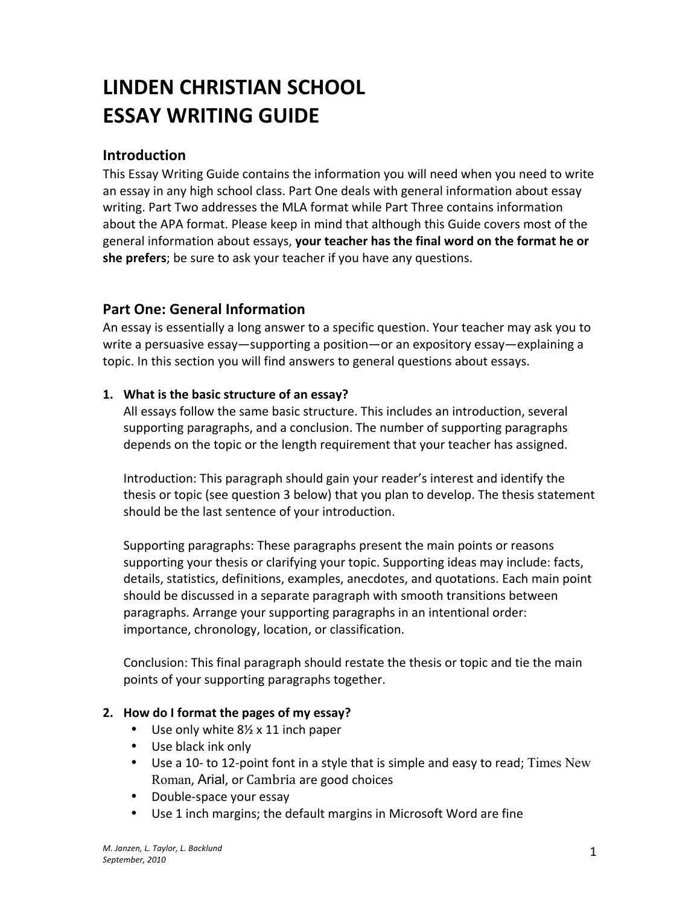# LINDEN CHRISTIAN SCHOOL
# ESSAY WRITING GUIDE

## Introduction

This Essay Writing Guide contains the information you will need when you need to write an essay in any high school class. Part One deals with general information about essay writing. Part Two addresses the MLA format while Part Three contains information about the APA format. Please keep in mind that although this Guide covers most of the general information about essays, **your teacher has the final word on the format he or she prefers**; be sure to ask your teacher if you have any questions.

## Part One: General Information

An essay is essentially a long answer to a specific question. Your teacher may ask you to write a persuasive essay—supporting a position—or an expository essay—explaining a topic. In this section you will find answers to general questions about essays.

1. **What is the basic structure of an essay?**

   All essays follow the same basic structure. This includes an introduction, several supporting paragraphs, and a conclusion. The number of supporting paragraphs depends on the topic or the length requirement that your teacher has assigned.

   Introduction: This paragraph should gain your reader's interest and identify the thesis or topic (see question 3 below) that you plan to develop. The thesis statement should be the last sentence of your introduction.

   Supporting paragraphs: These paragraphs present the main points or reasons supporting your thesis or clarifying your topic. Supporting ideas may include: facts, details, statistics, definitions, examples, anecdotes, and quotations. Each main point should be discussed in a separate paragraph with smooth transitions between paragraphs. Arrange your supporting paragraphs in an intentional order: importance, chronology, location, or classification.

   Conclusion: This final paragraph should restate the thesis or topic and tie the main points of your supporting paragraphs together.

2. **How do I format the pages of my essay?**
   - Use only white 8½ x 11 inch paper
   - Use black ink only
   - Use a 10- to 12-point font in a style that is simple and easy to read; Times New Roman, Arial, or Cambria are good choices
   - Double-space your essay
   - Use 1 inch margins; the default margins in Microsoft Word are fine

*M. Janzen, L. Taylor, L. Backlund*
*September, 2010*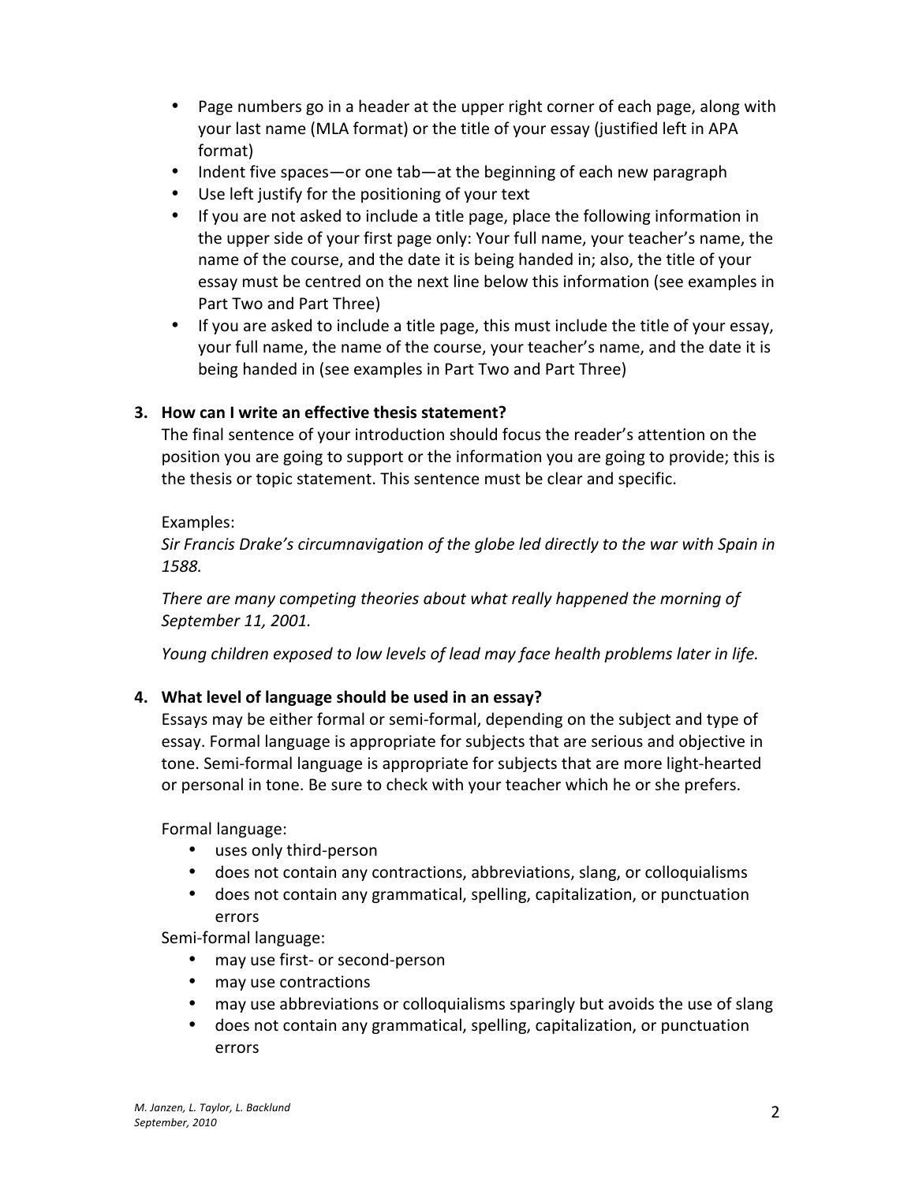- Page numbers go in a header at the upper right corner of each page, along with your last name (MLA format) or the title of your essay (justified left in APA format)
- Indent five spaces—or one tab—at the beginning of each new paragraph
- Use left justify for the positioning of your text
- If you are not asked to include a title page, place the following information in the upper side of your first page only: Your full name, your teacher's name, the name of the course, and the date it is being handed in; also, the title of your essay must be centred on the next line below this information (see examples in Part Two and Part Three)
- If you are asked to include a title page, this must include the title of your essay, your full name, the name of the course, your teacher's name, and the date it is being handed in (see examples in Part Two and Part Three)

**3. How can I write an effective thesis statement?**

The final sentence of your introduction should focus the reader's attention on the position you are going to support or the information you are going to provide; this is the thesis or topic statement. This sentence must be clear and specific.

Examples:

*Sir Francis Drake's circumnavigation of the globe led directly to the war with Spain in 1588.*

*There are many competing theories about what really happened the morning of September 11, 2001.*

*Young children exposed to low levels of lead may face health problems later in life.*

**4. What level of language should be used in an essay?**

Essays may be either formal or semi-formal, depending on the subject and type of essay. Formal language is appropriate for subjects that are serious and objective in tone. Semi-formal language is appropriate for subjects that are more light-hearted or personal in tone. Be sure to check with your teacher which he or she prefers.

Formal language:

- uses only third-person
- does not contain any contractions, abbreviations, slang, or colloquialisms
- does not contain any grammatical, spelling, capitalization, or punctuation errors

Semi-formal language:

- may use first- or second-person
- may use contractions
- may use abbreviations or colloquialisms sparingly but avoids the use of slang
- does not contain any grammatical, spelling, capitalization, or punctuation errors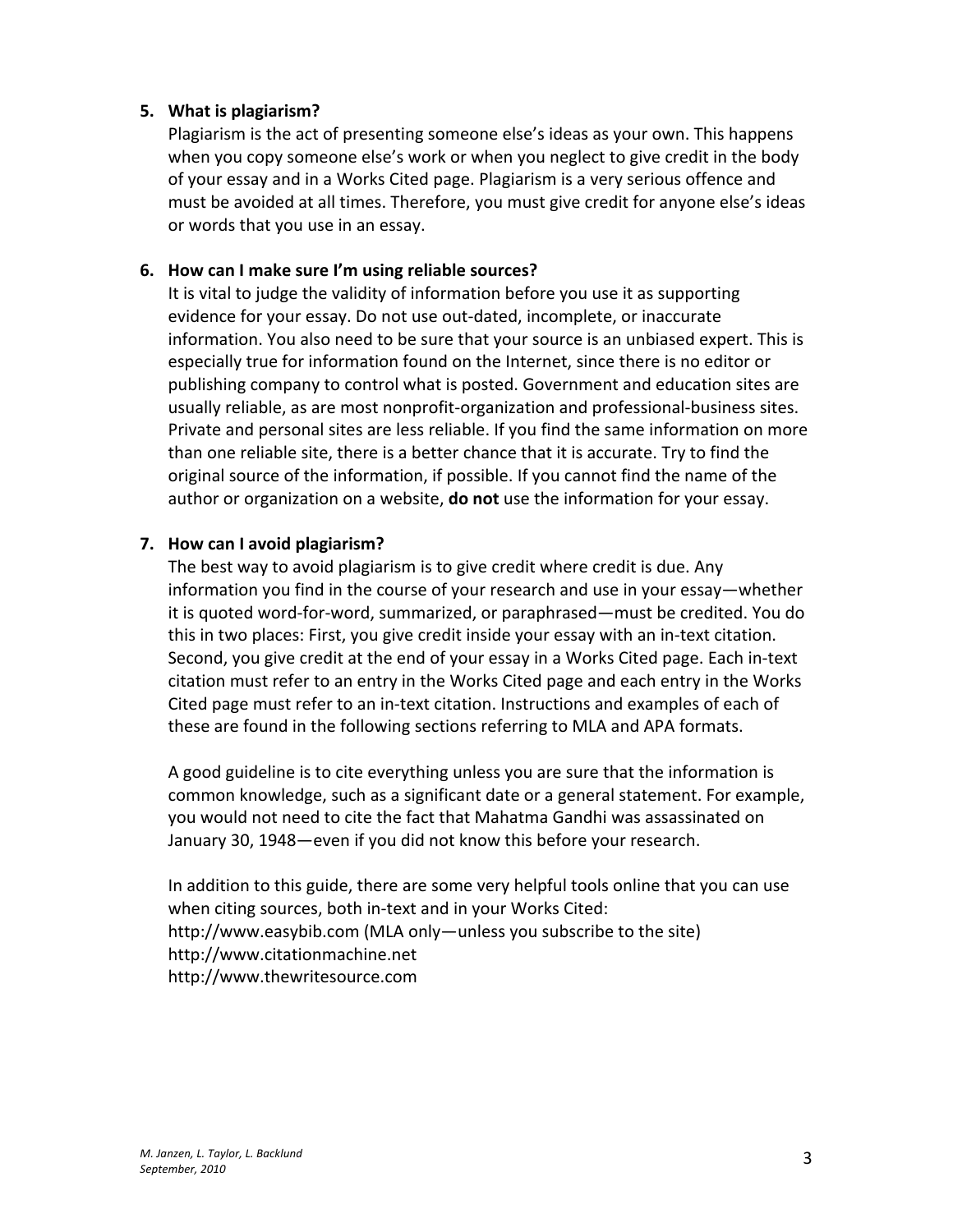5. **What is plagiarism?**

   Plagiarism is the act of presenting someone else's ideas as your own. This happens when you copy someone else's work or when you neglect to give credit in the body of your essay and in a Works Cited page. Plagiarism is a very serious offence and must be avoided at all times. Therefore, you must give credit for anyone else's ideas or words that you use in an essay.

6. **How can I make sure I'm using reliable sources?**

   It is vital to judge the validity of information before you use it as supporting evidence for your essay. Do not use out-dated, incomplete, or inaccurate information. You also need to be sure that your source is an unbiased expert. This is especially true for information found on the Internet, since there is no editor or publishing company to control what is posted. Government and education sites are usually reliable, as are most nonprofit-organization and professional-business sites. Private and personal sites are less reliable. If you find the same information on more than one reliable site, there is a better chance that it is accurate. Try to find the original source of the information, if possible. If you cannot find the name of the author or organization on a website, **do not** use the information for your essay.

7. **How can I avoid plagiarism?**

   The best way to avoid plagiarism is to give credit where credit is due. Any information you find in the course of your research and use in your essay—whether it is quoted word-for-word, summarized, or paraphrased—must be credited. You do this in two places: First, you give credit inside your essay with an in-text citation. Second, you give credit at the end of your essay in a Works Cited page. Each in-text citation must refer to an entry in the Works Cited page and each entry in the Works Cited page must refer to an in-text citation. Instructions and examples of each of these are found in the following sections referring to MLA and APA formats.

   A good guideline is to cite everything unless you are sure that the information is common knowledge, such as a significant date or a general statement. For example, you would not need to cite the fact that Mahatma Gandhi was assassinated on January 30, 1948—even if you did not know this before your research.

   In addition to this guide, there are some very helpful tools online that you can use when citing sources, both in-text and in your Works Cited:
   http://www.easybib.com (MLA only—unless you subscribe to the site)
   http://www.citationmachine.net
   http://www.thewritesource.com

*M. Janzen, L. Taylor, L. Backlund*
*September, 2010*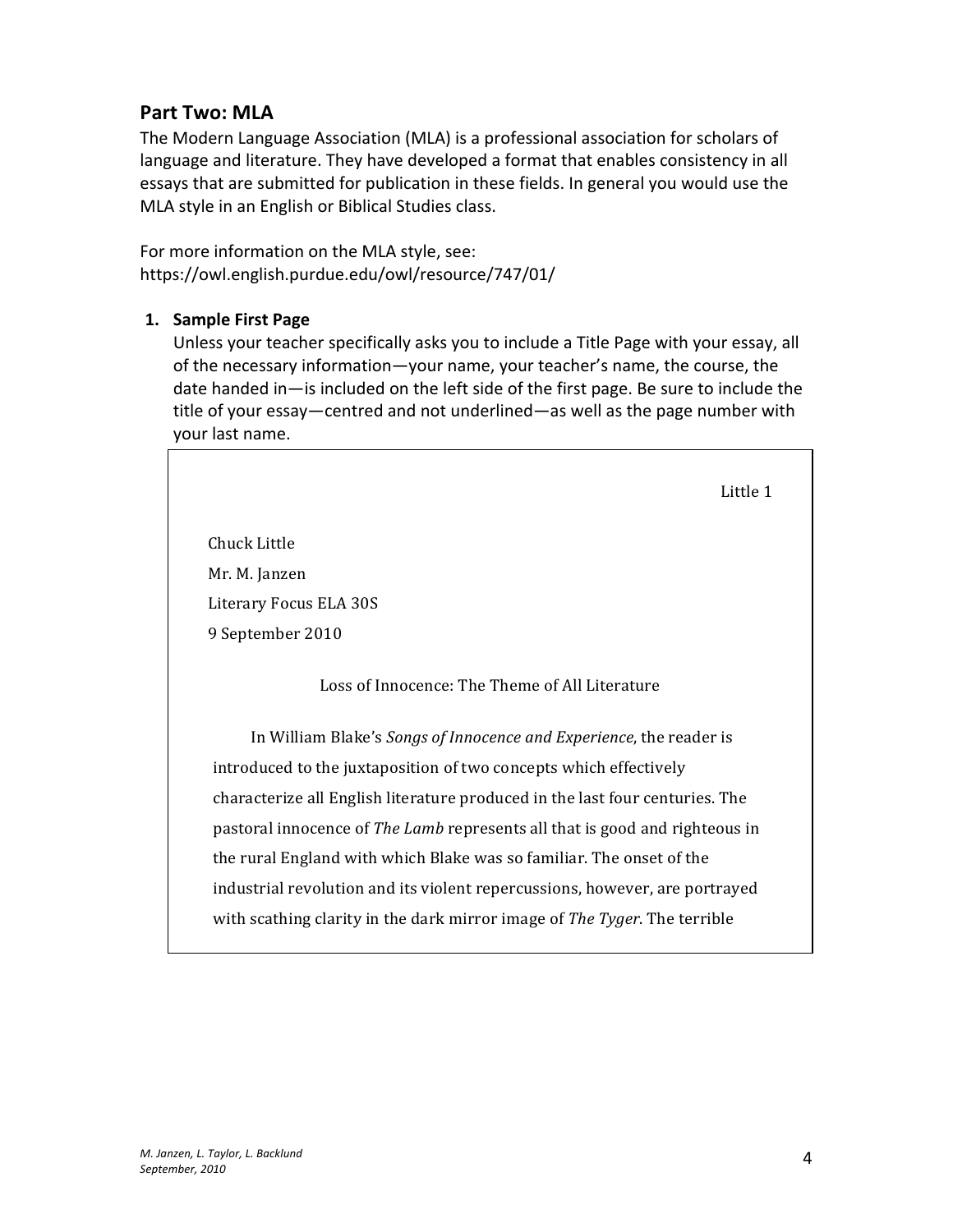## Part Two: MLA

The Modern Language Association (MLA) is a professional association for scholars of language and literature. They have developed a format that enables consistency in all essays that are submitted for publication in these fields. In general you would use the MLA style in an English or Biblical Studies class.

For more information on the MLA style, see:
https://owl.english.purdue.edu/owl/resource/747/01/

1. **Sample First Page**

   Unless your teacher specifically asks you to include a Title Page with your essay, all of the necessary information—your name, your teacher's name, the course, the date handed in—is included on the left side of the first page. Be sure to include the title of your essay—centred and not underlined—as well as the page number with your last name.

> Little 1
>
> Chuck Little
>
> Mr. M. Janzen
>
> Literary Focus ELA 30S
>
> 9 September 2010
>
> Loss of Innocence: The Theme of All Literature
>
> In William Blake's *Songs of Innocence and Experience*, the reader is introduced to the juxtaposition of two concepts which effectively characterize all English literature produced in the last four centuries. The pastoral innocence of *The Lamb* represents all that is good and righteous in the rural England with which Blake was so familiar. The onset of the industrial revolution and its violent repercussions, however, are portrayed with scathing clarity in the dark mirror image of *The Tyger*. The terrible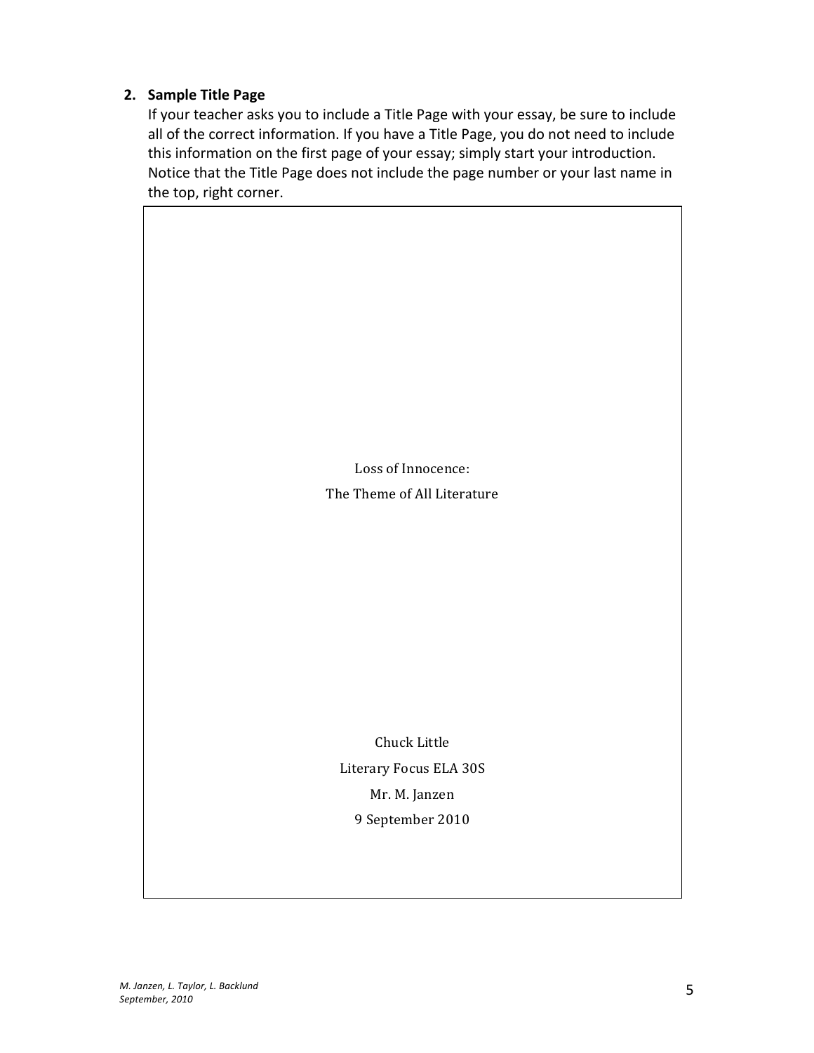**2. Sample Title Page**

If your teacher asks you to include a Title Page with your essay, be sure to include all of the correct information. If you have a Title Page, you do not need to include this information on the first page of your essay; simply start your introduction. Notice that the Title Page does not include the page number or your last name in the top, right corner.

Loss of Innocence:

The Theme of All Literature

Chuck Little

Literary Focus ELA 30S

Mr. M. Janzen

9 September 2010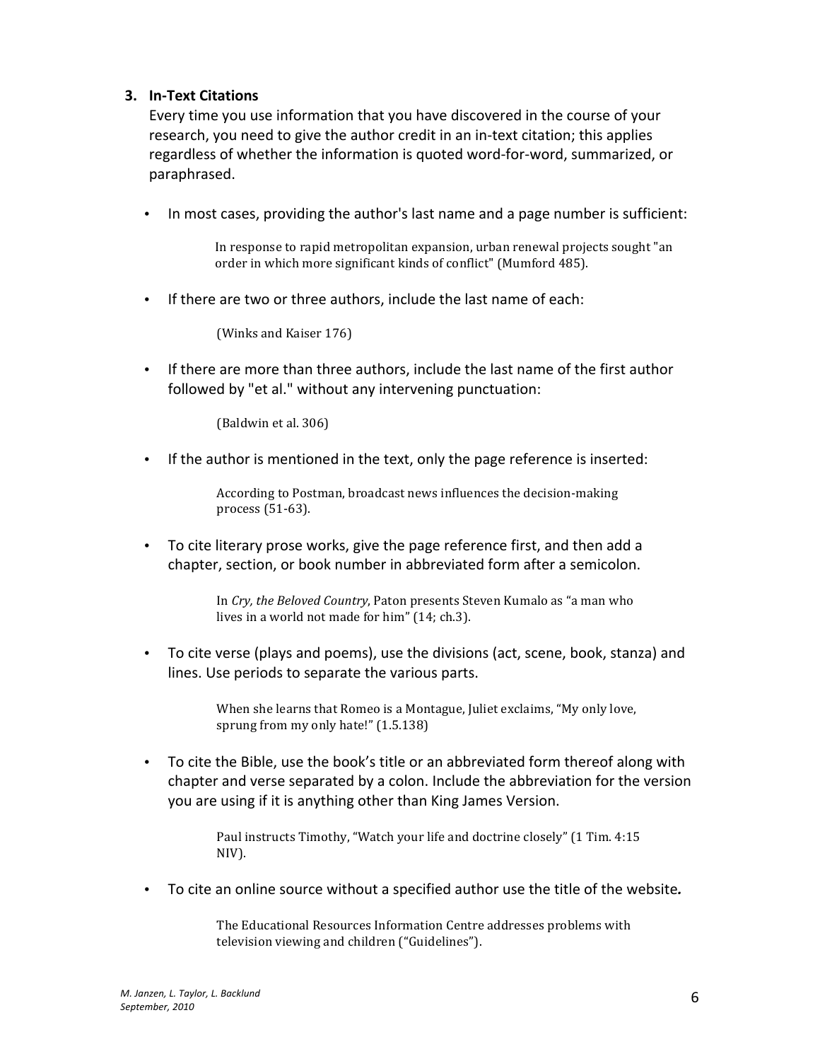### 3. In-Text Citations

Every time you use information that you have discovered in the course of your research, you need to give the author credit in an in-text citation; this applies regardless of whether the information is quoted word-for-word, summarized, or paraphrased.

- In most cases, providing the author's last name and a page number is sufficient:

    > In response to rapid metropolitan expansion, urban renewal projects sought "an order in which more significant kinds of conflict" (Mumford 485).

- If there are two or three authors, include the last name of each:

    > (Winks and Kaiser 176)

- If there are more than three authors, include the last name of the first author followed by "et al." without any intervening punctuation:

    > (Baldwin et al. 306)

- If the author is mentioned in the text, only the page reference is inserted:

    > According to Postman, broadcast news influences the decision-making process (51-63).

- To cite literary prose works, give the page reference first, and then add a chapter, section, or book number in abbreviated form after a semicolon.

    > In *Cry, the Beloved Country*, Paton presents Steven Kumalo as "a man who lives in a world not made for him" (14; ch.3).

- To cite verse (plays and poems), use the divisions (act, scene, book, stanza) and lines. Use periods to separate the various parts.

    > When she learns that Romeo is a Montague, Juliet exclaims, "My only love, sprung from my only hate!" (1.5.138)

- To cite the Bible, use the book's title or an abbreviated form thereof along with chapter and verse separated by a colon. Include the abbreviation for the version you are using if it is anything other than King James Version.

    > Paul instructs Timothy, "Watch your life and doctrine closely" (1 Tim. 4:15 NIV).

- To cite an online source without a specified author use the title of the website***.***

    > The Educational Resources Information Centre addresses problems with television viewing and children ("Guidelines").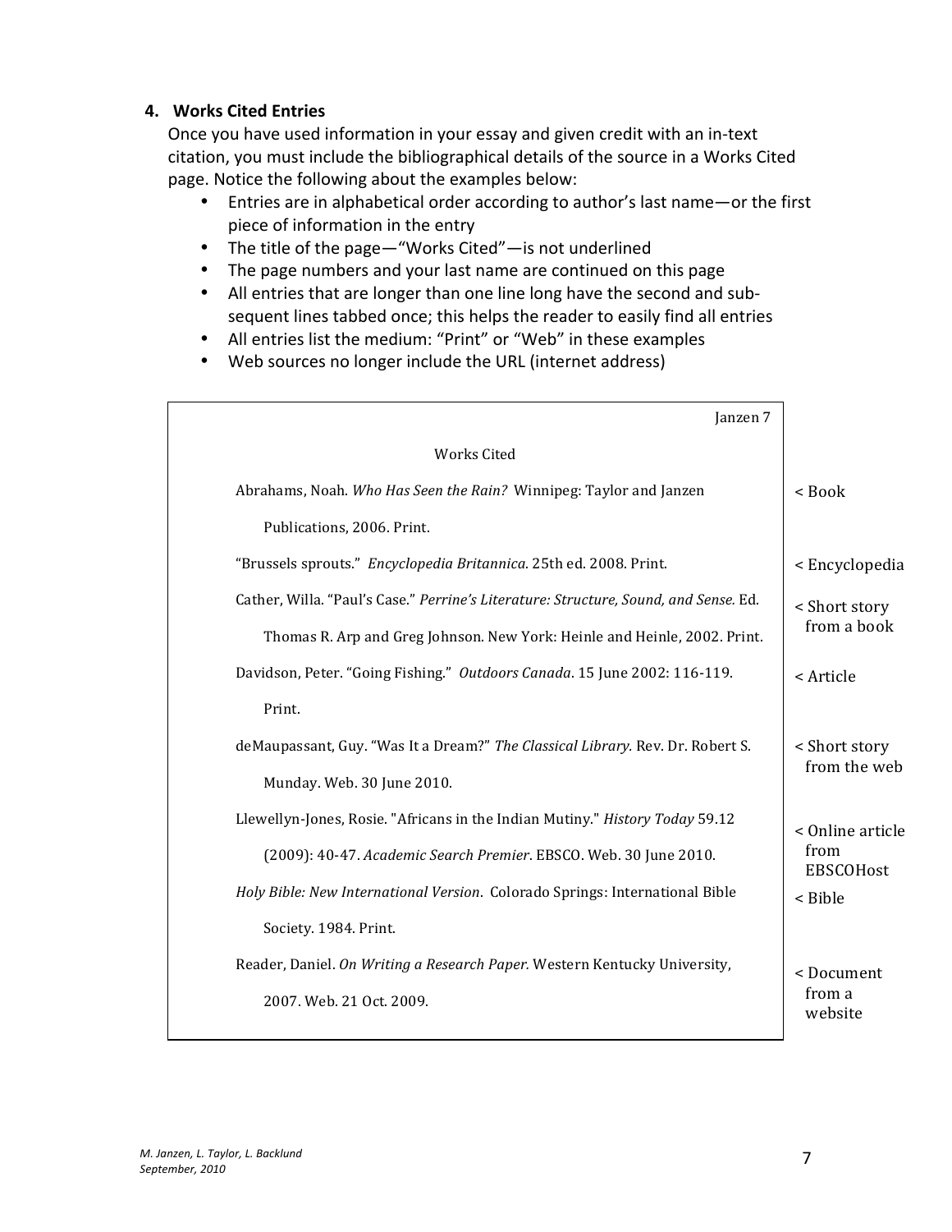#### 4. Works Cited Entries

Once you have used information in your essay and given credit with an in-text citation, you must include the bibliographical details of the source in a Works Cited page. Notice the following about the examples below:

- Entries are in alphabetical order according to author's last name—or the first piece of information in the entry
- The title of the page—"Works Cited"—is not underlined
- The page numbers and your last name are continued on this page
- All entries that are longer than one line long have the second and sub-sequent lines tabbed once; this helps the reader to easily find all entries
- All entries list the medium: "Print" or "Web" in these examples
- Web sources no longer include the URL (internet address)

| Sample Works Cited page (Janzen 7) | Source type |
|---|---|
| Abrahams, Noah. *Who Has Seen the Rain?* Winnipeg: Taylor and Janzen Publications, 2006. Print. | < Book |
| "Brussels sprouts." *Encyclopedia Britannica*. 25th ed. 2008. Print. | < Encyclopedia |
| Cather, Willa. "Paul's Case." *Perrine's Literature: Structure, Sound, and Sense.* Ed. Thomas R. Arp and Greg Johnson. New York: Heinle and Heinle, 2002. Print. | < Short story from a book |
| Davidson, Peter. "Going Fishing." *Outdoors Canada*. 15 June 2002: 116-119. Print. | < Article |
| deMaupassant, Guy. "Was It a Dream?" *The Classical Library.* Rev. Dr. Robert S. Munday. Web. 30 June 2010. | < Short story from the web |
| Llewellyn-Jones, Rosie. "Africans in the Indian Mutiny." *History Today* 59.12 (2009): 40-47. *Academic Search Premier*. EBSCO. Web. 30 June 2010. | < Online article from EBSCOHost |
| *Holy Bible: New International Version*. Colorado Springs: International Bible Society. 1984. Print. | < Bible |
| Reader, Daniel. *On Writing a Research Paper.* Western Kentucky University, 2007. Web. 21 Oct. 2009. | < Document from a website |

*M. Janzen, L. Taylor, L. Backlund*
*September, 2010*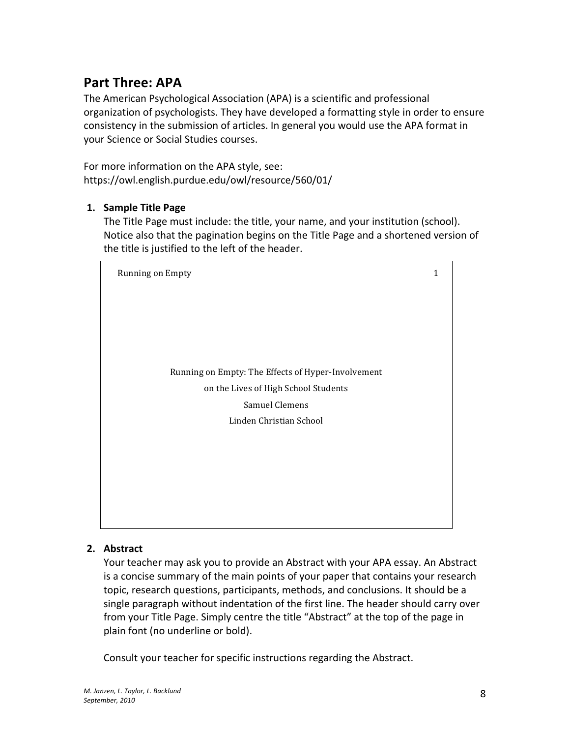## Part Three: APA

The American Psychological Association (APA) is a scientific and professional organization of psychologists. They have developed a formatting style in order to ensure consistency in the submission of articles. In general you would use the APA format in your Science or Social Studies courses.

For more information on the APA style, see:
https://owl.english.purdue.edu/owl/resource/560/01/

1. **Sample Title Page**

   The Title Page must include: the title, your name, and your institution (school). Notice also that the pagination begins on the Title Page and a shortened version of the title is justified to the left of the header.

   > Running on Empty 1
   >
   > Running on Empty: The Effects of Hyper-Involvement
   > on the Lives of High School Students
   > Samuel Clemens
   > Linden Christian School

2. **Abstract**

   Your teacher may ask you to provide an Abstract with your APA essay. An Abstract is a concise summary of the main points of your paper that contains your research topic, research questions, participants, methods, and conclusions. It should be a single paragraph without indentation of the first line. The header should carry over from your Title Page. Simply centre the title "Abstract" at the top of the page in plain font (no underline or bold).

   Consult your teacher for specific instructions regarding the Abstract.

*M. Janzen, L. Taylor, L. Backlund*
*September, 2010*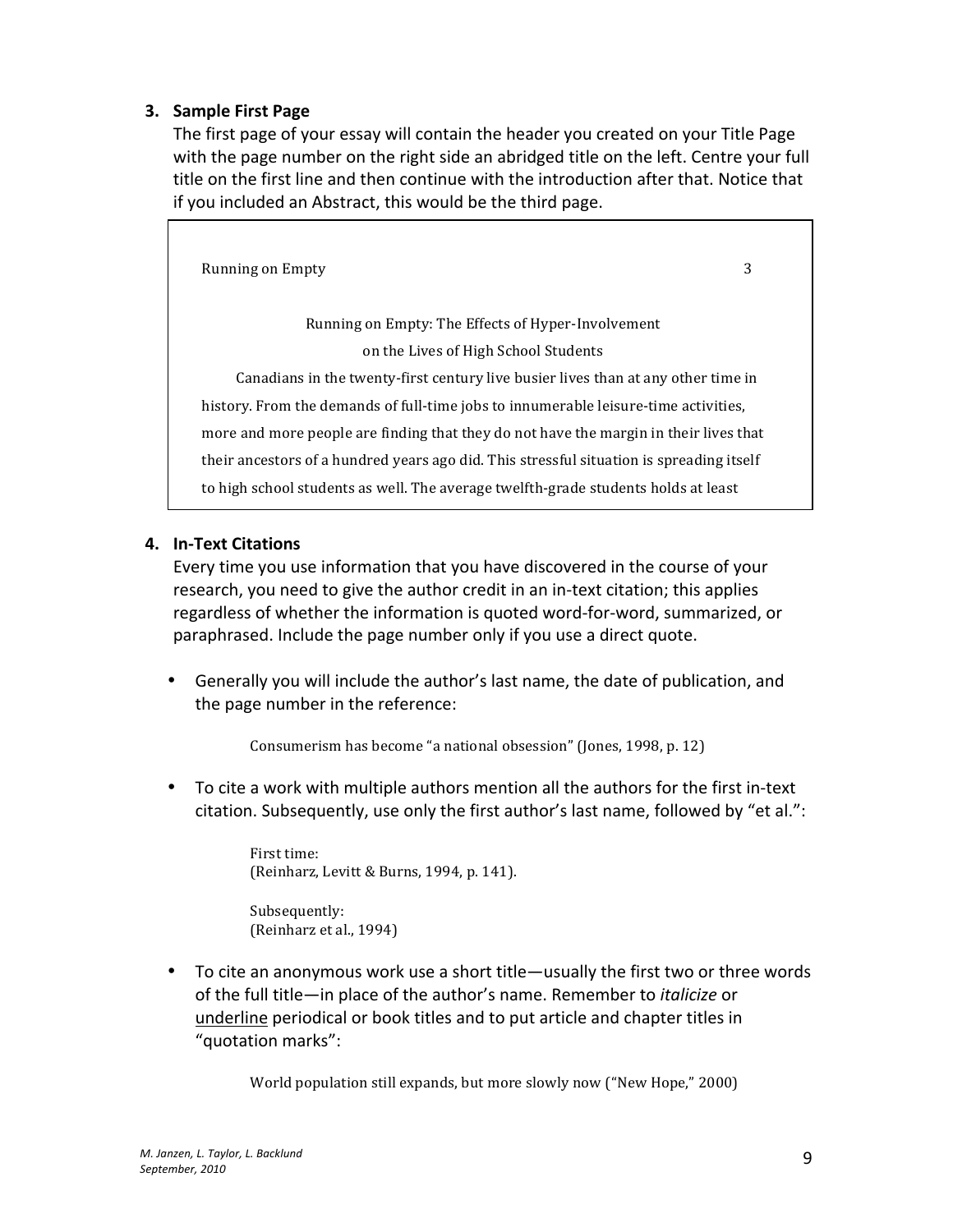### 3. Sample First Page

The first page of your essay will contain the header you created on your Title Page with the page number on the right side an abridged title on the left. Centre your full title on the first line and then continue with the introduction after that. Notice that if you included an Abstract, this would be the third page.

> Running on Empty                                                                3
>
> Running on Empty: The Effects of Hyper-Involvement
> on the Lives of High School Students
>
> Canadians in the twenty-first century live busier lives than at any other time in history. From the demands of full-time jobs to innumerable leisure-time activities, more and more people are finding that they do not have the margin in their lives that their ancestors of a hundred years ago did. This stressful situation is spreading itself to high school students as well. The average twelfth-grade students holds at least

### 4. In-Text Citations

Every time you use information that you have discovered in the course of your research, you need to give the author credit in an in-text citation; this applies regardless of whether the information is quoted word-for-word, summarized, or paraphrased. Include the page number only if you use a direct quote.

- Generally you will include the author's last name, the date of publication, and the page number in the reference:

  Consumerism has become "a national obsession" (Jones, 1998, p. 12)

- To cite a work with multiple authors mention all the authors for the first in-text citation. Subsequently, use only the first author's last name, followed by "et al.":

  First time:
  (Reinharz, Levitt & Burns, 1994, p. 141).

  Subsequently:
  (Reinharz et al., 1994)

- To cite an anonymous work use a short title—usually the first two or three words of the full title—in place of the author's name. Remember to *italicize* or <u>underline</u> periodical or book titles and to put article and chapter titles in "quotation marks":

  World population still expands, but more slowly now ("New Hope," 2000)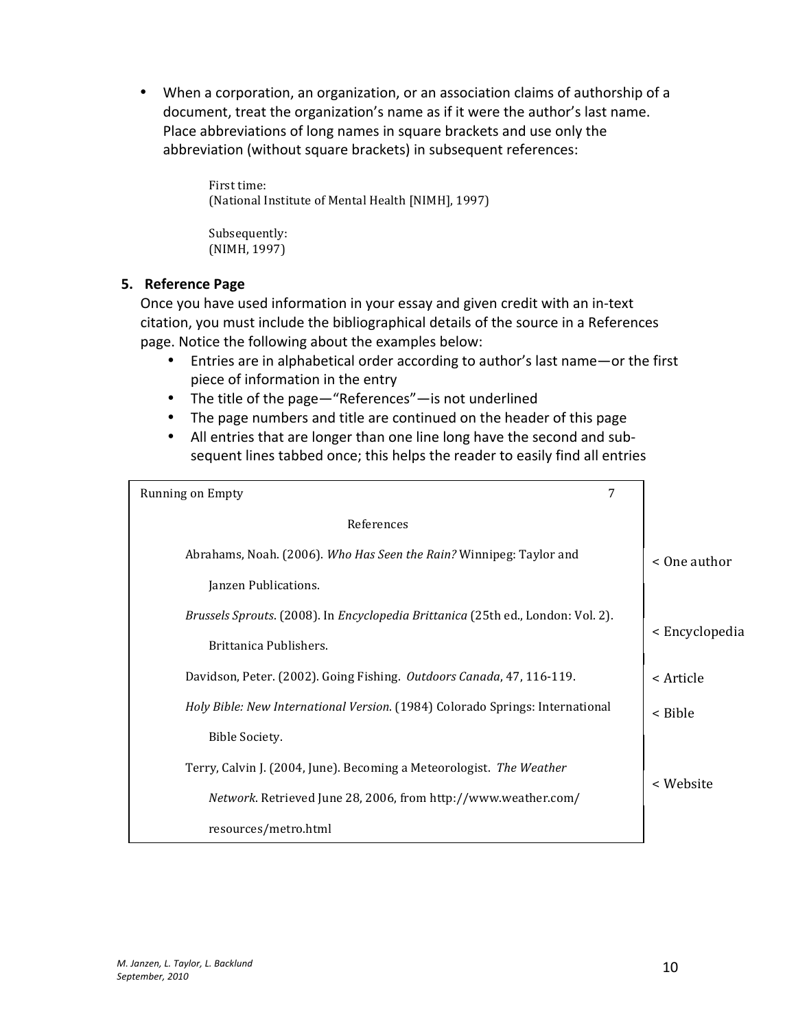- When a corporation, an organization, or an association claims of authorship of a document, treat the organization's name as if it were the author's last name. Place abbreviations of long names in square brackets and use only the abbreviation (without square brackets) in subsequent references:

  First time:
  (National Institute of Mental Health [NIMH], 1997)

  Subsequently:
  (NIMH, 1997)

**5. Reference Page**

Once you have used information in your essay and given credit with an in-text citation, you must include the bibliographical details of the source in a References page. Notice the following about the examples below:

- Entries are in alphabetical order according to author's last name—or the first piece of information in the entry
- The title of the page—"References"—is not underlined
- The page numbers and title are continued on the header of this page
- All entries that are longer than one line long have the second and subsequent lines tabbed once; this helps the reader to easily find all entries

---

Running on Empty 7

References

Abrahams, Noah. (2006). *Who Has Seen the Rain?* Winnipeg: Taylor and Janzen Publications. < One author

*Brussels Sprouts*. (2008). In *Encyclopedia Brittanica* (25th ed., London: Vol. 2). Brittanica Publishers. < Encyclopedia

Davidson, Peter. (2002). Going Fishing. *Outdoors Canada*, 47, 116-119. < Article

*Holy Bible: New International Version*. (1984) Colorado Springs: International Bible Society. < Bible

Terry, Calvin J. (2004, June). Becoming a Meteorologist. *The Weather Network*. Retrieved June 28, 2006, from http://www.weather.com/resources/metro.html < Website

---

*M. Janzen, L. Taylor, L. Backlund*
*September, 2010*